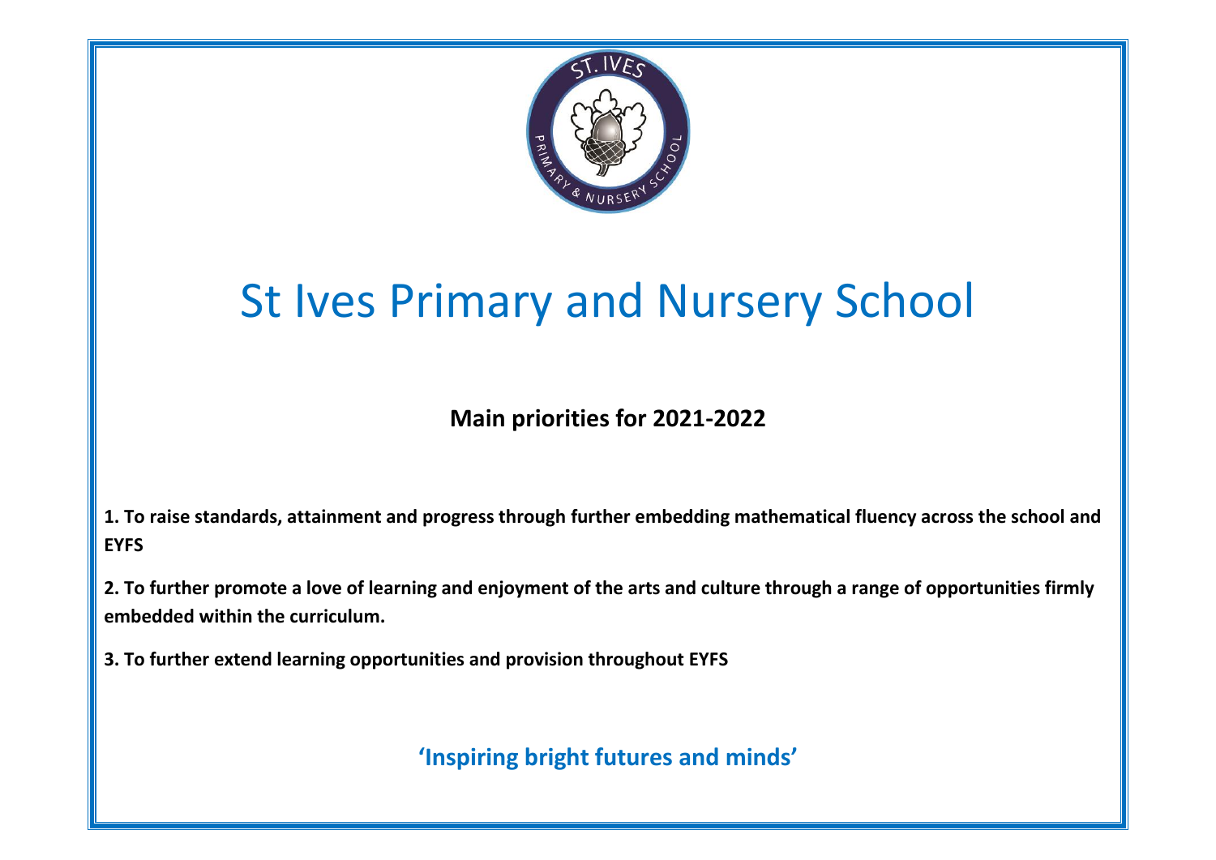# St Ives Primary and Nursery School

## Main priorities for 2021-2022

**1. To raise standards, attainment and progress through further embedding mathematical fluency across the school and EYFS**

**2. To further promote a love of learning and enjoyment of the arts and culture through a range of opportunities firmly embedded within the curriculum.**

**3. To further extend learning opportunities and provision throughout EYFS**

**'Inspiring bright futures and minds'**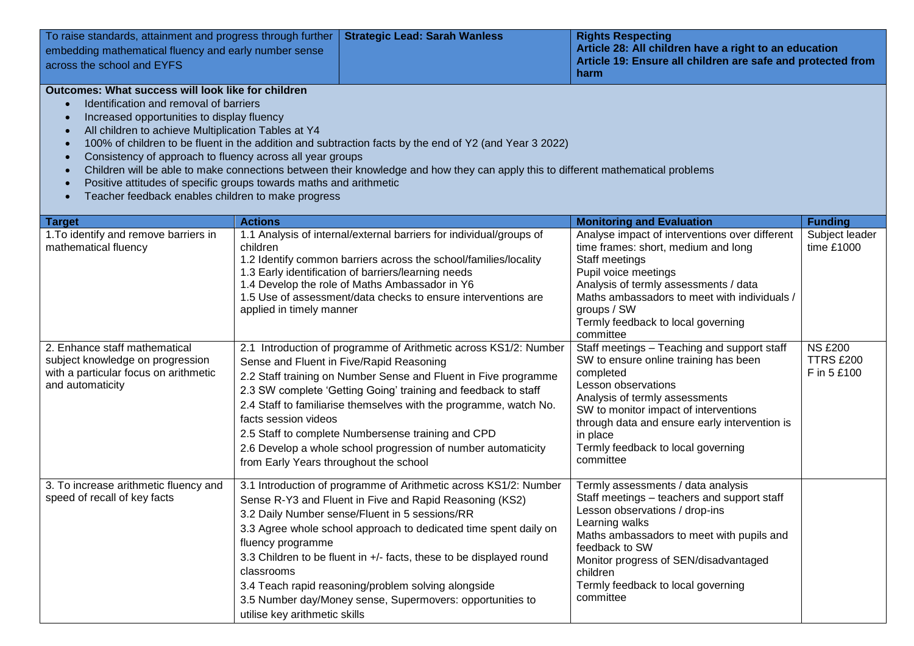| To raise standards, attainment and progress through further embedding mathematical fluency and early number sense across the school and EYFS | **Strategic Lead: Sarah Wanless** | **Rights Respecting**<br>**Article 28: All children have a right to an education**<br>**Article 19: Ensure all children are safe and protected from harm** |
|---|---|---|

**Outcomes: What success will look like for children**

- Identification and removal of barriers
- Increased opportunities to display fluency
- All children to achieve Multiplication Tables at Y4
- 100% of children to be fluent in the addition and subtraction facts by the end of Y2 (and Year 3 2022)
- Consistency of approach to fluency across all year groups
- Children will be able to make connections between their knowledge and how they can apply this to different mathematical problems
- Positive attitudes of specific groups towards maths and arithmetic
- Teacher feedback enables children to make progress

| Target | Actions | Monitoring and Evaluation | Funding |
|---|---|---|---|
| 1.To identify and remove barriers in mathematical fluency | 1.1 Analysis of internal/external barriers for individual/groups of children<br>1.2 Identify common barriers across the school/families/locality<br>1.3 Early identification of barriers/learning needs<br>1.4 Develop the role of Maths Ambassador in Y6<br>1.5 Use of assessment/data checks to ensure interventions are applied in timely manner | Analyse impact of interventions over different time frames: short, medium and long<br>Staff meetings<br>Pupil voice meetings<br>Analysis of termly assessments / data<br>Maths ambassadors to meet with individuals / groups / SW<br>Termly feedback to local governing committee | Subject leader time £1000 |
| 2. Enhance staff mathematical subject knowledge on progression with a particular focus on arithmetic and automaticity | 2.1 Introduction of programme of Arithmetic across KS1/2: Number Sense and Fluent in Five/Rapid Reasoning<br>2.2 Staff training on Number Sense and Fluent in Five programme<br>2.3 SW complete 'Getting Going' training and feedback to staff<br>2.4 Staff to familiarise themselves with the programme, watch No. facts session videos<br>2.5 Staff to complete Numbersense training and CPD<br>2.6 Develop a whole school progression of number automaticity from Early Years throughout the school | Staff meetings – Teaching and support staff SW to ensure online training has been completed<br>Lesson observations<br>Analysis of termly assessments<br>SW to monitor impact of interventions through data and ensure early intervention is in place<br>Termly feedback to local governing committee | NS £200<br>TTRS £200<br>F in 5 £100 |
| 3. To increase arithmetic fluency and speed of recall of key facts | 3.1 Introduction of programme of Arithmetic across KS1/2: Number Sense R-Y3 and Fluent in Five and Rapid Reasoning (KS2)<br>3.2 Daily Number sense/Fluent in 5 sessions/RR<br>3.3 Agree whole school approach to dedicated time spent daily on fluency programme<br>3.3 Children to be fluent in +/- facts, these to be displayed round classrooms<br>3.4 Teach rapid reasoning/problem solving alongside<br>3.5 Number day/Money sense, Supermovers: opportunities to utilise key arithmetic skills | Termly assessments / data analysis<br>Staff meetings – teachers and support staff<br>Lesson observations / drop-ins<br>Learning walks<br>Maths ambassadors to meet with pupils and feedback to SW<br>Monitor progress of SEN/disadvantaged children<br>Termly feedback to local governing committee | |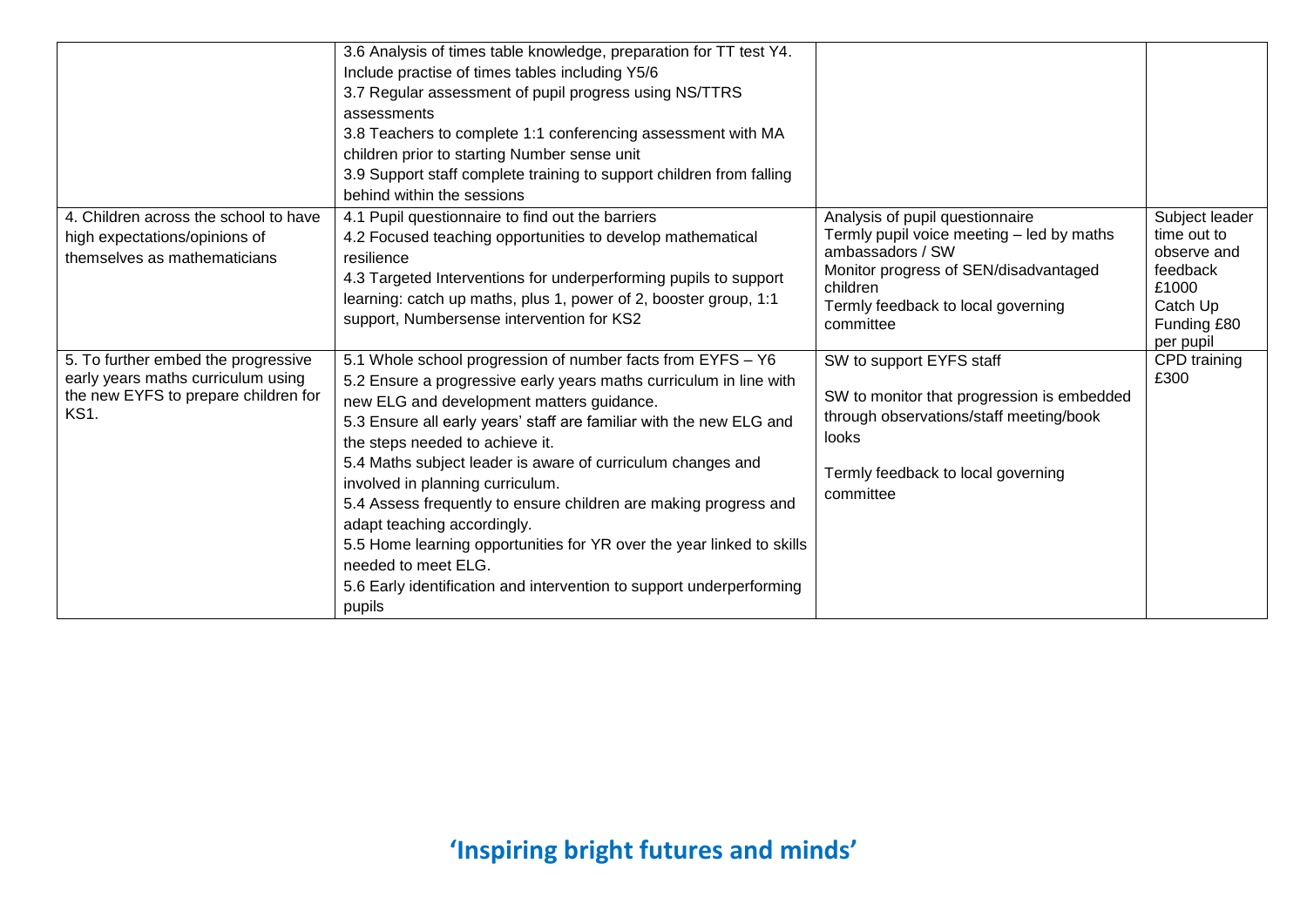|  |  |  |  |
|---|---|---|---|
|  | 3.6 Analysis of times table knowledge, preparation for TT test Y4. Include practise of times tables including Y5/6<br>3.7 Regular assessment of pupil progress using NS/TTRS assessments<br>3.8 Teachers to complete 1:1 conferencing assessment with MA children prior to starting Number sense unit<br>3.9 Support staff complete training to support children from falling behind within the sessions |  |  |
| 4. Children across the school to have high expectations/opinions of themselves as mathematicians | 4.1 Pupil questionnaire to find out the barriers<br>4.2 Focused teaching opportunities to develop mathematical resilience<br>4.3 Targeted Interventions for underperforming pupils to support learning: catch up maths, plus 1, power of 2, booster group, 1:1 support, Numbersense intervention for KS2 | Analysis of pupil questionnaire<br>Termly pupil voice meeting – led by maths ambassadors / SW<br>Monitor progress of SEN/disadvantaged children<br>Termly feedback to local governing committee | Subject leader time out to observe and feedback £1000<br>Catch Up Funding £80 per pupil |
| 5. To further embed the progressive early years maths curriculum using the new EYFS to prepare children for KS1. | 5.1 Whole school progression of number facts from EYFS – Y6<br>5.2 Ensure a progressive early years maths curriculum in line with new ELG and development matters guidance.<br>5.3 Ensure all early years' staff are familiar with the new ELG and the steps needed to achieve it.<br>5.4 Maths subject leader is aware of curriculum changes and involved in planning curriculum.<br>5.4 Assess frequently to ensure children are making progress and adapt teaching accordingly.<br>5.5 Home learning opportunities for YR over the year linked to skills needed to meet ELG.<br>5.6 Early identification and intervention to support underperforming pupils | SW to support EYFS staff<br><br>SW to monitor that progression is embedded through observations/staff meeting/book looks<br><br>Termly feedback to local governing committee | CPD training £300 |

**'Inspiring bright futures and minds'**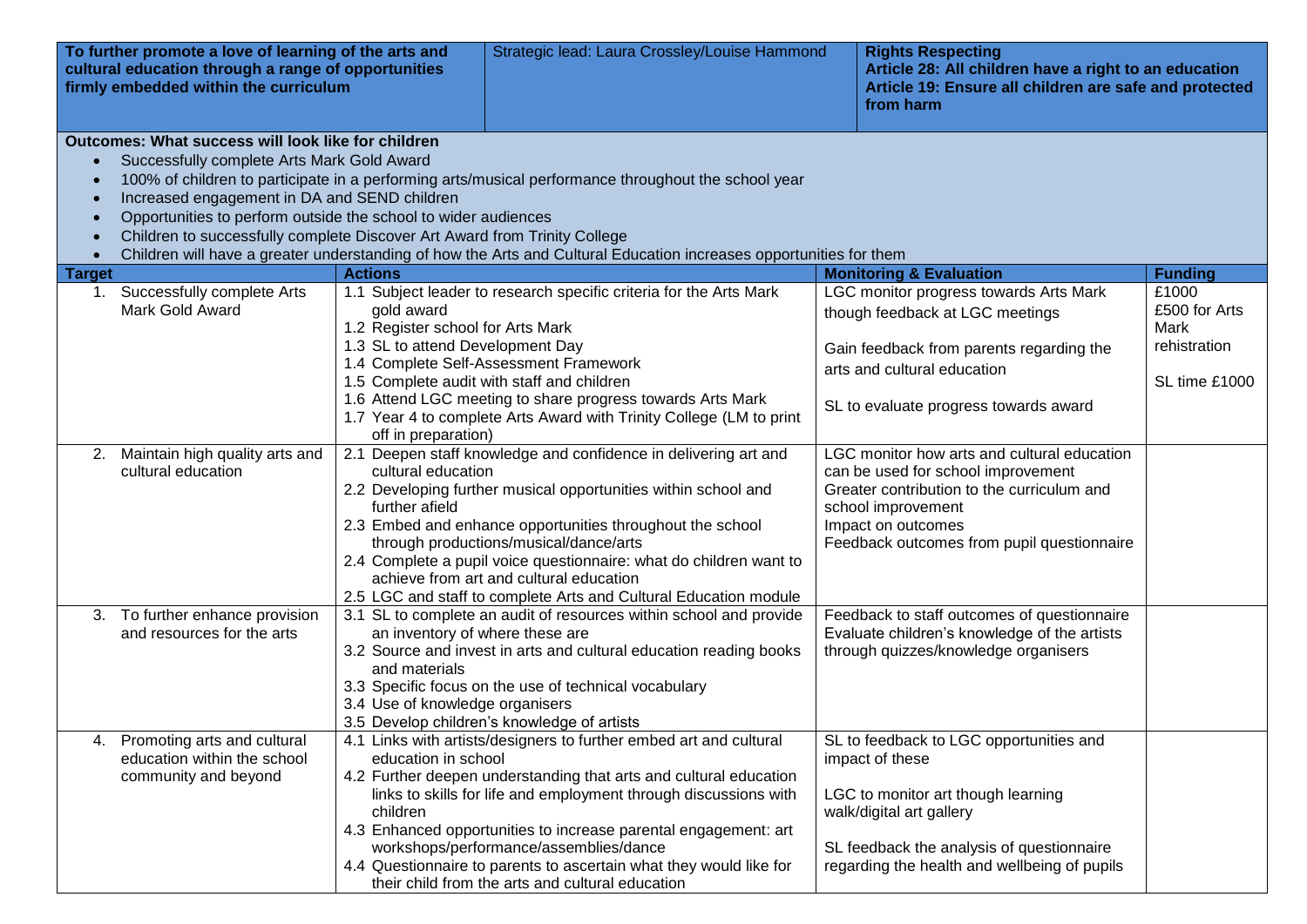| To further promote a love of learning of the arts and cultural education through a range of opportunities firmly embedded within the curriculum | Strategic lead: Laura Crossley/Louise Hammond | Rights Respecting<br>Article 28: All children have a right to an education<br>Article 19: Ensure all children are safe and protected from harm |
|---|---|---|

**Outcomes: What success will look like for children**

- Successfully complete Arts Mark Gold Award
- 100% of children to participate in a performing arts/musical performance throughout the school year
- Increased engagement in DA and SEND children
- Opportunities to perform outside the school to wider audiences
- Children to successfully complete Discover Art Award from Trinity College
- Children will have a greater understanding of how the Arts and Cultural Education increases opportunities for them

| Target | Actions | Monitoring & Evaluation | Funding |
|---|---|---|---|
| 1. Successfully complete Arts Mark Gold Award | 1.1 Subject leader to research specific criteria for the Arts Mark gold award<br>1.2 Register school for Arts Mark<br>1.3 SL to attend Development Day<br>1.4 Complete Self-Assessment Framework<br>1.5 Complete audit with staff and children<br>1.6 Attend LGC meeting to share progress towards Arts Mark<br>1.7 Year 4 to complete Arts Award with Trinity College (LM to print off in preparation) | LGC monitor progress towards Arts Mark though feedback at LGC meetings<br><br>Gain feedback from parents regarding the arts and cultural education<br><br>SL to evaluate progress towards award | £1000<br>£500 for Arts Mark rehistration<br><br>SL time £1000 |
| 2. Maintain high quality arts and cultural education | 2.1 Deepen staff knowledge and confidence in delivering art and cultural education<br>2.2 Developing further musical opportunities within school and further afield<br>2.3 Embed and enhance opportunities throughout the school through productions/musical/dance/arts<br>2.4 Complete a pupil voice questionnaire: what do children want to achieve from art and cultural education<br>2.5 LGC and staff to complete Arts and Cultural Education module | LGC monitor how arts and cultural education can be used for school improvement<br>Greater contribution to the curriculum and school improvement<br>Impact on outcomes<br>Feedback outcomes from pupil questionnaire | |
| 3. To further enhance provision and resources for the arts | 3.1 SL to complete an audit of resources within school and provide an inventory of where these are<br>3.2 Source and invest in arts and cultural education reading books and materials<br>3.3 Specific focus on the use of technical vocabulary<br>3.4 Use of knowledge organisers<br>3.5 Develop children's knowledge of artists | Feedback to staff outcomes of questionnaire<br>Evaluate children's knowledge of the artists through quizzes/knowledge organisers | |
| 4. Promoting arts and cultural education within the school community and beyond | 4.1 Links with artists/designers to further embed art and cultural education in school<br>4.2 Further deepen understanding that arts and cultural education links to skills for life and employment through discussions with children<br>4.3 Enhanced opportunities to increase parental engagement: art workshops/performance/assemblies/dance<br>4.4 Questionnaire to parents to ascertain what they would like for their child from the arts and cultural education | SL to feedback to LGC opportunities and impact of these<br><br>LGC to monitor art though learning walk/digital art gallery<br><br>SL feedback the analysis of questionnaire regarding the health and wellbeing of pupils | |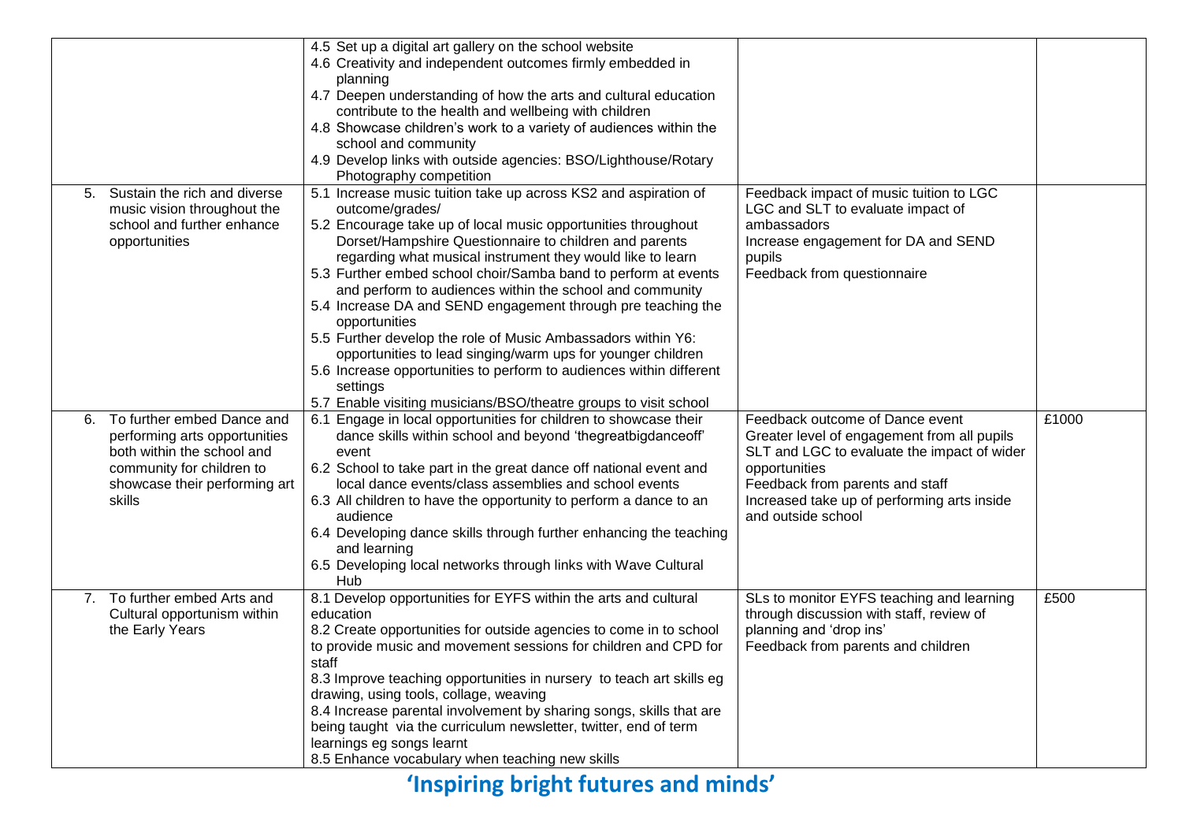| | | | |
|---|---|---|---|
| | 4.5 Set up a digital art gallery on the school website<br>4.6 Creativity and independent outcomes firmly embedded in planning<br>4.7 Deepen understanding of how the arts and cultural education contribute to the health and wellbeing with children<br>4.8 Showcase children's work to a variety of audiences within the school and community<br>4.9 Develop links with outside agencies: BSO/Lighthouse/Rotary Photography competition | | |
| 5. Sustain the rich and diverse music vision throughout the school and further enhance opportunities | 5.1 Increase music tuition take up across KS2 and aspiration of outcome/grades/<br>5.2 Encourage take up of local music opportunities throughout Dorset/Hampshire Questionnaire to children and parents regarding what musical instrument they would like to learn<br>5.3 Further embed school choir/Samba band to perform at events and perform to audiences within the school and community<br>5.4 Increase DA and SEND engagement through pre teaching the opportunities<br>5.5 Further develop the role of Music Ambassadors within Y6: opportunities to lead singing/warm ups for younger children<br>5.6 Increase opportunities to perform to audiences within different settings<br>5.7 Enable visiting musicians/BSO/theatre groups to visit school | Feedback impact of music tuition to LGC<br>LGC and SLT to evaluate impact of ambassadors<br>Increase engagement for DA and SEND pupils<br>Feedback from questionnaire | |
| 6. To further embed Dance and performing arts opportunities both within the school and community for children to showcase their performing art skills | 6.1 Engage in local opportunities for children to showcase their dance skills within school and beyond 'thegreatbigdanceoff' event<br>6.2 School to take part in the great dance off national event and local dance events/class assemblies and school events<br>6.3 All children to have the opportunity to perform a dance to an audience<br>6.4 Developing dance skills through further enhancing the teaching and learning<br>6.5 Developing local networks through links with Wave Cultural Hub | Feedback outcome of Dance event<br>Greater level of engagement from all pupils<br>SLT and LGC to evaluate the impact of wider opportunities<br>Feedback from parents and staff<br>Increased take up of performing arts inside and outside school | £1000 |
| 7. To further embed Arts and Cultural opportunism within the Early Years | 8.1 Develop opportunities for EYFS within the arts and cultural education<br>8.2 Create opportunities for outside agencies to come in to school to provide music and movement sessions for children and CPD for staff<br>8.3 Improve teaching opportunities in nursery to teach art skills eg drawing, using tools, collage, weaving<br>8.4 Increase parental involvement by sharing songs, skills that are being taught via the curriculum newsletter, twitter, end of term learnings eg songs learnt<br>8.5 Enhance vocabulary when teaching new skills | SLs to monitor EYFS teaching and learning through discussion with staff, review of planning and 'drop ins'<br>Feedback from parents and children | £500 |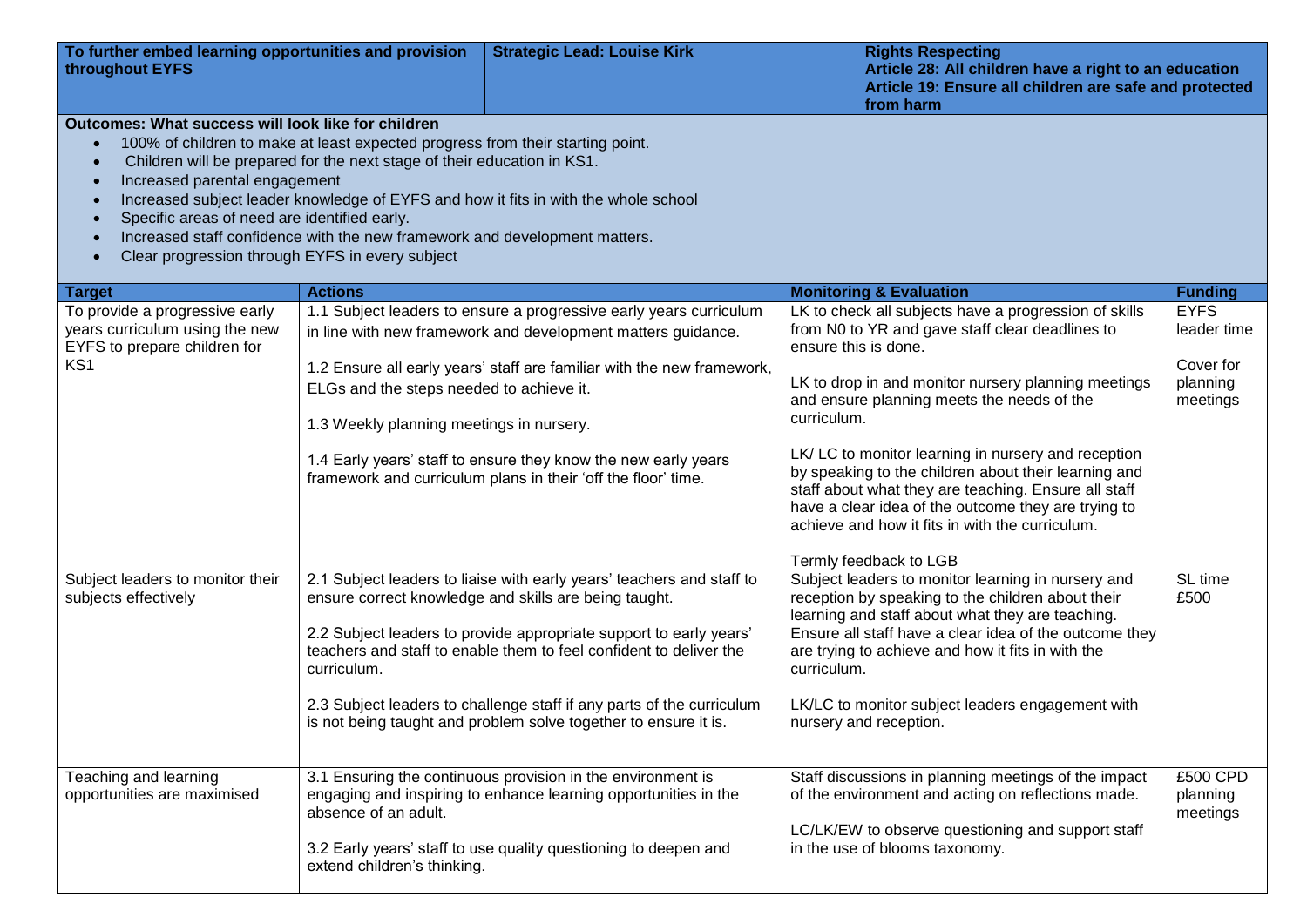| To further embed learning opportunities and provision throughout EYFS | Strategic Lead: Louise Kirk | Rights Respecting<br>Article 28: All children have a right to an education<br>Article 19: Ensure all children are safe and protected from harm |
|---|---|---|

**Outcomes: What success will look like for children**

- 100% of children to make at least expected progress from their starting point.
- Children will be prepared for the next stage of their education in KS1.
- Increased parental engagement
- Increased subject leader knowledge of EYFS and how it fits in with the whole school
- Specific areas of need are identified early.
- Increased staff confidence with the new framework and development matters.
- Clear progression through EYFS in every subject

| Target | Actions | Monitoring & Evaluation | Funding |
|---|---|---|---|
| To provide a progressive early years curriculum using the new EYFS to prepare children for KS1 | 1.1 Subject leaders to ensure a progressive early years curriculum in line with new framework and development matters guidance.<br><br>1.2 Ensure all early years' staff are familiar with the new framework, ELGs and the steps needed to achieve it.<br><br>1.3 Weekly planning meetings in nursery.<br><br>1.4 Early years' staff to ensure they know the new early years framework and curriculum plans in their 'off the floor' time. | LK to check all subjects have a progression of skills from N0 to YR and gave staff clear deadlines to ensure this is done.<br><br>LK to drop in and monitor nursery planning meetings and ensure planning meets the needs of the curriculum.<br><br>LK/ LC to monitor learning in nursery and reception by speaking to the children about their learning and staff about what they are teaching. Ensure all staff have a clear idea of the outcome they are trying to achieve and how it fits in with the curriculum.<br><br>Termly feedback to LGB | EYFS leader time<br><br>Cover for planning meetings |
| Subject leaders to monitor their subjects effectively | 2.1 Subject leaders to liaise with early years' teachers and staff to ensure correct knowledge and skills are being taught.<br><br>2.2 Subject leaders to provide appropriate support to early years' teachers and staff to enable them to feel confident to deliver the curriculum.<br><br>2.3 Subject leaders to challenge staff if any parts of the curriculum is not being taught and problem solve together to ensure it is. | Subject leaders to monitor learning in nursery and reception by speaking to the children about their learning and staff about what they are teaching. Ensure all staff have a clear idea of the outcome they are trying to achieve and how it fits in with the curriculum.<br><br>LK/LC to monitor subject leaders engagement with nursery and reception. | SL time £500 |
| Teaching and learning opportunities are maximised | 3.1 Ensuring the continuous provision in the environment is engaging and inspiring to enhance learning opportunities in the absence of an adult.<br><br>3.2 Early years' staff to use quality questioning to deepen and extend children's thinking. | Staff discussions in planning meetings of the impact of the environment and acting on reflections made.<br><br>LC/LK/EW to observe questioning and support staff in the use of blooms taxonomy. | £500 CPD planning meetings |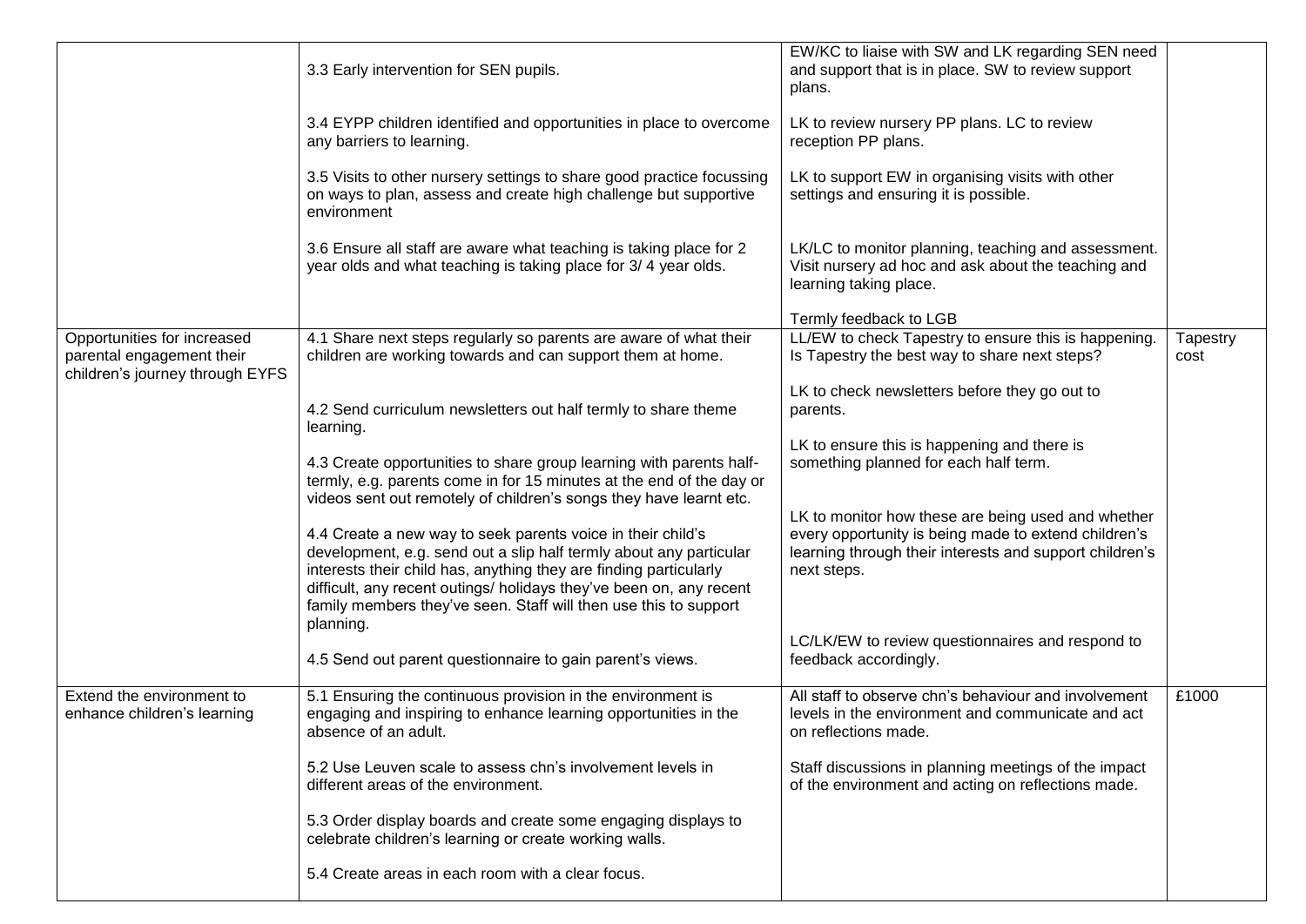| | | | |
|---|---|---|---|
| | 3.3 Early intervention for SEN pupils.<br><br>3.4 EYPP children identified and opportunities in place to overcome any barriers to learning.<br><br>3.5 Visits to other nursery settings to share good practice focussing on ways to plan, assess and create high challenge but supportive environment<br><br>3.6 Ensure all staff are aware what teaching is taking place for 2 year olds and what teaching is taking place for 3/ 4 year olds. | EW/KC to liaise with SW and LK regarding SEN need and support that is in place. SW to review support plans.<br><br>LK to review nursery PP plans. LC to review reception PP plans.<br><br>LK to support EW in organising visits with other settings and ensuring it is possible.<br><br>LK/LC to monitor planning, teaching and assessment. Visit nursery ad hoc and ask about the teaching and learning taking place.<br><br>Termly feedback to LGB | |
| Opportunities for increased parental engagement their children's journey through EYFS | 4.1 Share next steps regularly so parents are aware of what their children are working towards and can support them at home.<br><br>4.2 Send curriculum newsletters out half termly to share theme learning.<br><br>4.3 Create opportunities to share group learning with parents half-termly, e.g. parents come in for 15 minutes at the end of the day or videos sent out remotely of children's songs they have learnt etc.<br><br>4.4 Create a new way to seek parents voice in their child's development, e.g. send out a slip half termly about any particular interests their child has, anything they are finding particularly difficult, any recent outings/ holidays they've been on, any recent family members they've seen. Staff will then use this to support planning.<br><br>4.5 Send out parent questionnaire to gain parent's views. | LL/EW to check Tapestry to ensure this is happening. Is Tapestry the best way to share next steps?<br><br>LK to check newsletters before they go out to parents.<br><br>LK to ensure this is happening and there is something planned for each half term.<br><br>LK to monitor how these are being used and whether every opportunity is being made to extend children's learning through their interests and support children's next steps.<br><br>LC/LK/EW to review questionnaires and respond to feedback accordingly. | Tapestry cost |
| Extend the environment to enhance children's learning | 5.1 Ensuring the continuous provision in the environment is engaging and inspiring to enhance learning opportunities in the absence of an adult.<br><br>5.2 Use Leuven scale to assess chn's involvement levels in different areas of the environment.<br><br>5.3 Order display boards and create some engaging displays to celebrate children's learning or create working walls.<br><br>5.4 Create areas in each room with a clear focus. | All staff to observe chn's behaviour and involvement levels in the environment and communicate and act on reflections made.<br><br>Staff discussions in planning meetings of the impact of the environment and acting on reflections made. | £1000 |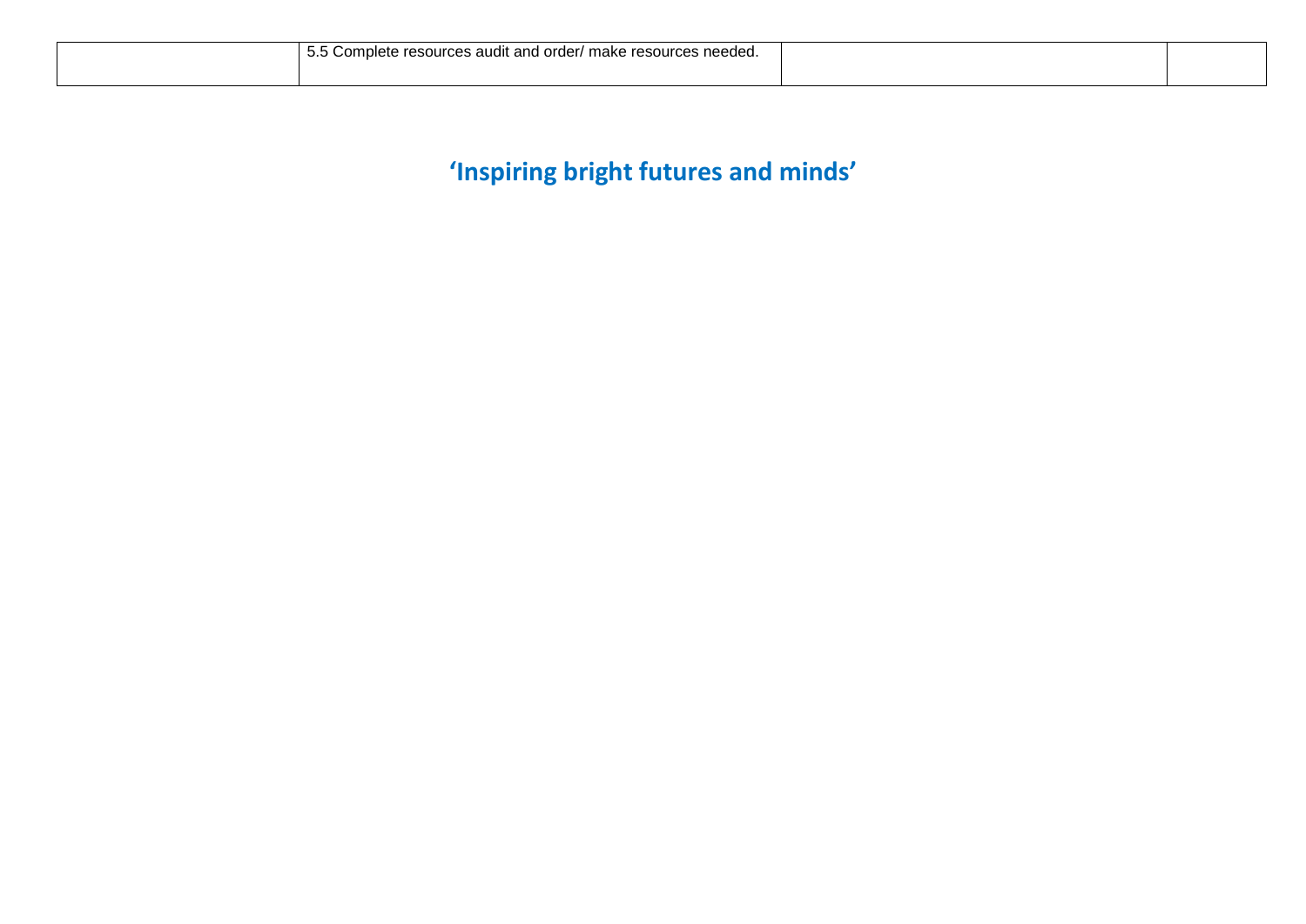| | | | |
|---|---|---|---|
| | 5.5 Complete resources audit and order/ make resources needed. | | |

**'Inspiring bright futures and minds'**